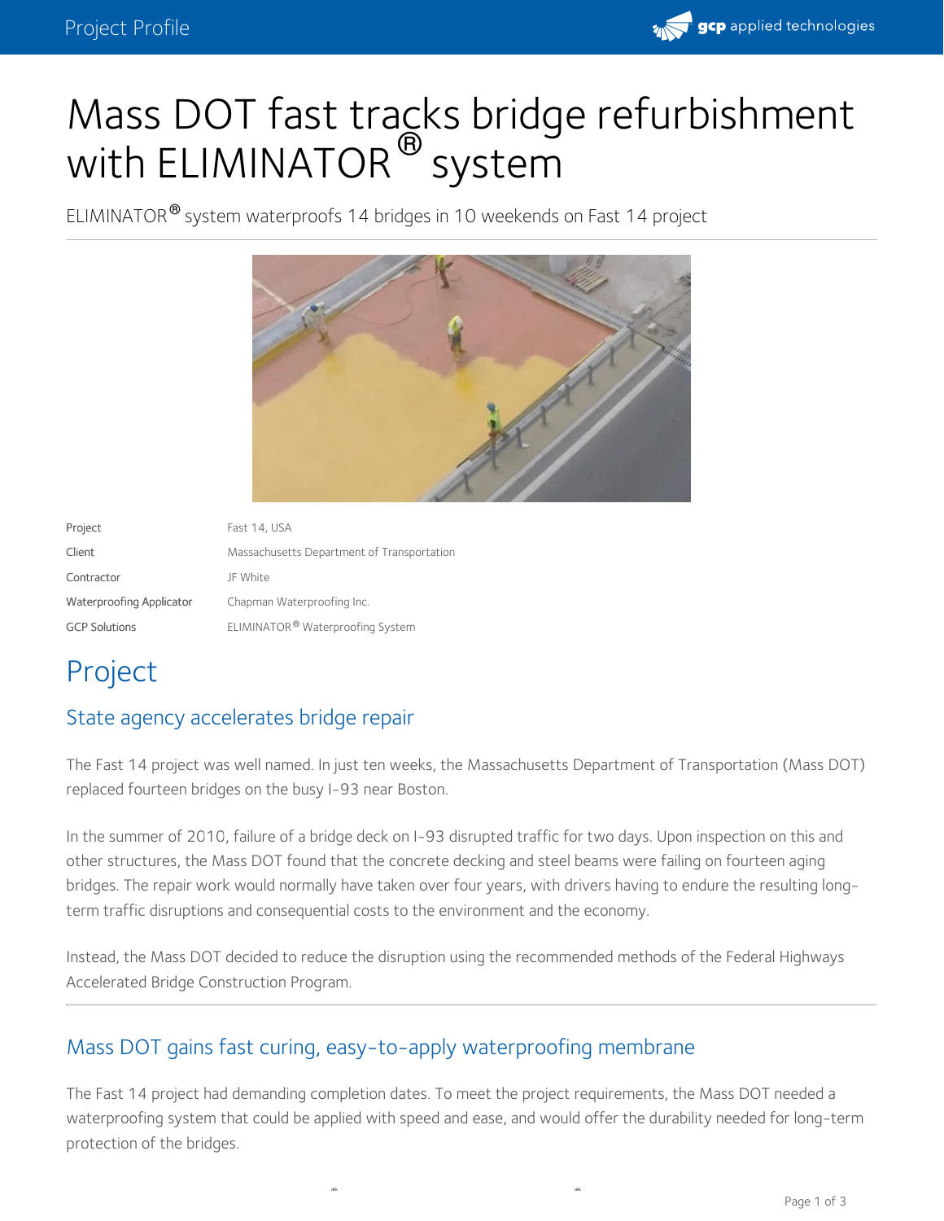# Mass DOT fast tracks bridge refurbishment with ELIMINATOR® system

ELIMINATOR® system waterproofs 14 bridges in 10 weekends on Fast 14 project

| | |
|---|---|
| Project | Fast 14, USA |
| Client | Massachusetts Department of Transportation |
| Contractor | JF White |
| Waterproofing Applicator | Chapman Waterproofing Inc. |
| GCP Solutions | ELIMINATOR® Waterproofing System |

## Project

### State agency accelerates bridge repair

The Fast 14 project was well named. In just ten weeks, the Massachusetts Department of Transportation (Mass DOT) replaced fourteen bridges on the busy I-93 near Boston.

In the summer of 2010, failure of a bridge deck on I-93 disrupted traffic for two days. Upon inspection on this and other structures, the Mass DOT found that the concrete decking and steel beams were failing on fourteen aging bridges. The repair work would normally have taken over four years, with drivers having to endure the resulting long-term traffic disruptions and consequential costs to the environment and the economy.

Instead, the Mass DOT decided to reduce the disruption using the recommended methods of the Federal Highways Accelerated Bridge Construction Program.

### Mass DOT gains fast curing, easy-to-apply waterproofing membrane

The Fast 14 project had demanding completion dates. To meet the project requirements, the Mass DOT needed a waterproofing system that could be applied with speed and ease, and would offer the durability needed for long-term protection of the bridges.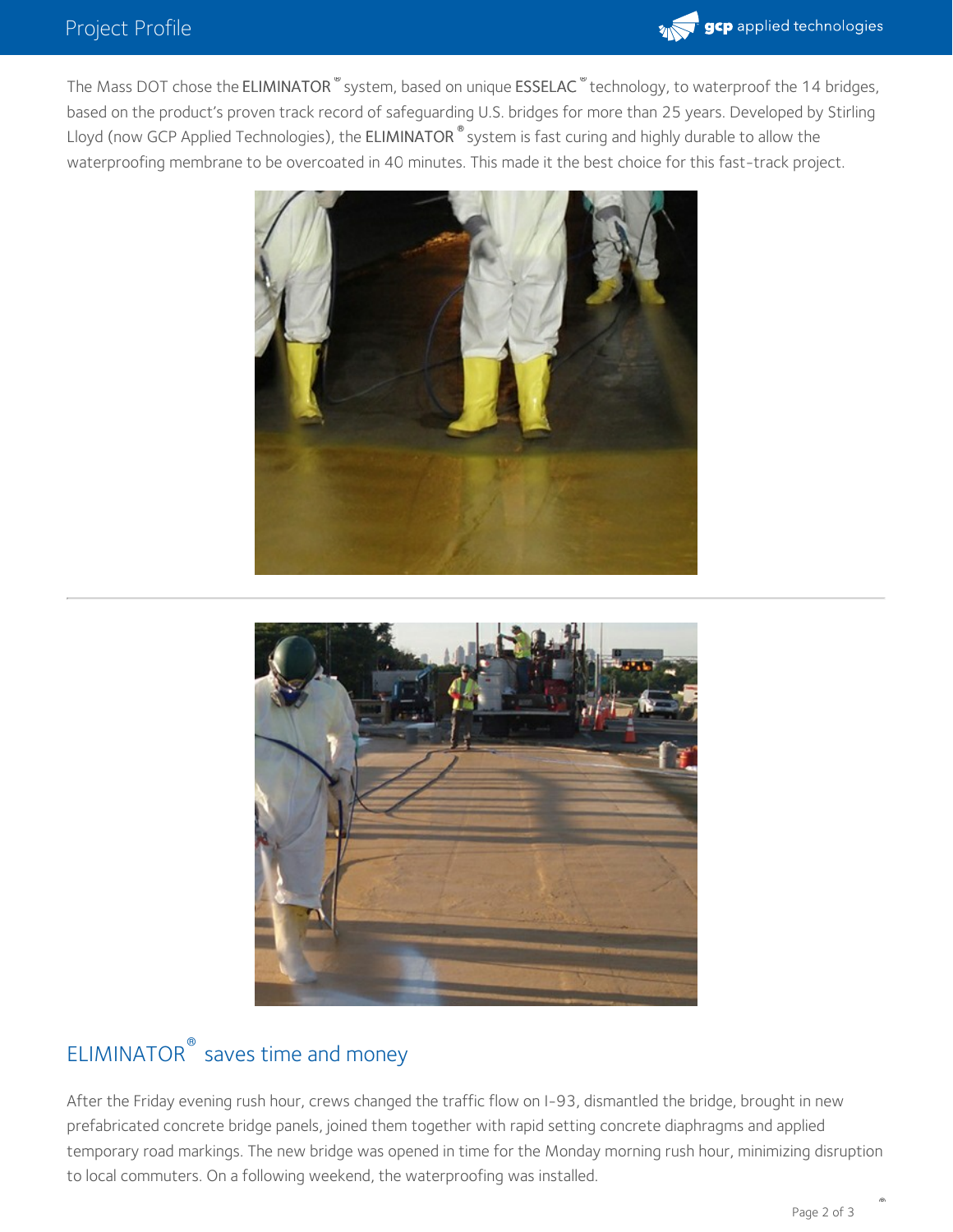The Mass DOT chose the ELIMINATOR® system, based on unique ESSELAC® technology, to waterproof the 14 bridges, based on the product's proven track record of safeguarding U.S. bridges for more than 25 years. Developed by Stirling Lloyd (now GCP Applied Technologies), the ELIMINATOR® system is fast curing and highly durable to allow the waterproofing membrane to be overcoated in 40 minutes. This made it the best choice for this fast-track project.

## ELIMINATOR® saves time and money

After the Friday evening rush hour, crews changed the traffic flow on I-93, dismantled the bridge, brought in new prefabricated concrete bridge panels, joined them together with rapid setting concrete diaphragms and applied temporary road markings. The new bridge was opened in time for the Monday morning rush hour, minimizing disruption to local commuters. On a following weekend, the waterproofing was installed.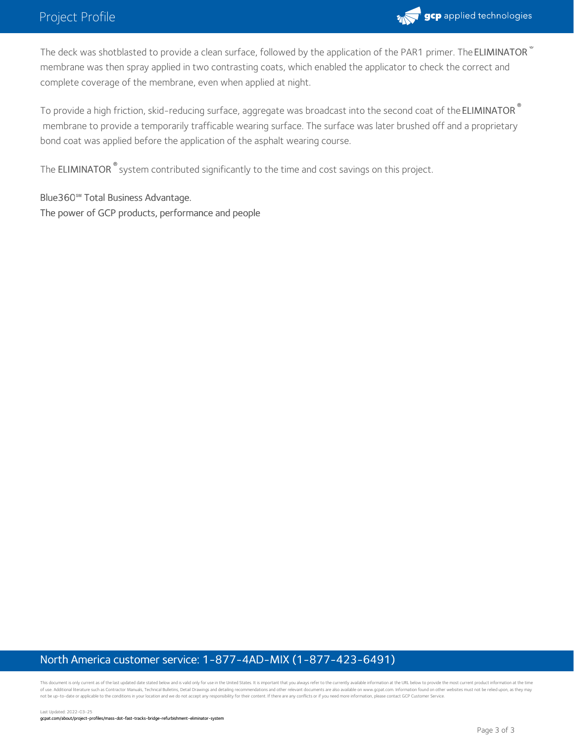The deck was shotblasted to provide a clean surface, followed by the application of the PAR1 primer. The ELIMINATOR® membrane was then spray applied in two contrasting coats, which enabled the applicator to check the correct and complete coverage of the membrane, even when applied at night.

To provide a high friction, skid-reducing surface, aggregate was broadcast into the second coat of the ELIMINATOR® membrane to provide a temporarily trafficable wearing surface. The surface was later brushed off and a proprietary bond coat was applied before the application of the asphalt wearing course.

The ELIMINATOR® system contributed significantly to the time and cost savings on this project.

Blue360℠ Total Business Advantage.
The power of GCP products, performance and people

North America customer service: 1-877-4AD-MIX (1-877-423-6491)

This document is only current as of the last updated date stated below and is valid only for use in the United States. It is important that you always refer to the currently available information at the URL below to provide the most current product information at the time of use. Additional literature such as Contractor Manuals, Technical Bulletins, Detail Drawings and detailing recommendations and other relevant documents are also available on www.gcpat.com. Information found on other websites must not be relied upon, as they may not be up-to-date or applicable to the conditions in your location and we do not accept any responsibility for their content. If there are any conflicts or if you need more information, please contact GCP Customer Service.

Last Updated: 2022-03-25
gcpat.com/about/project-profiles/mass-dot-fast-tracks-bridge-refurbishment-eliminator-system